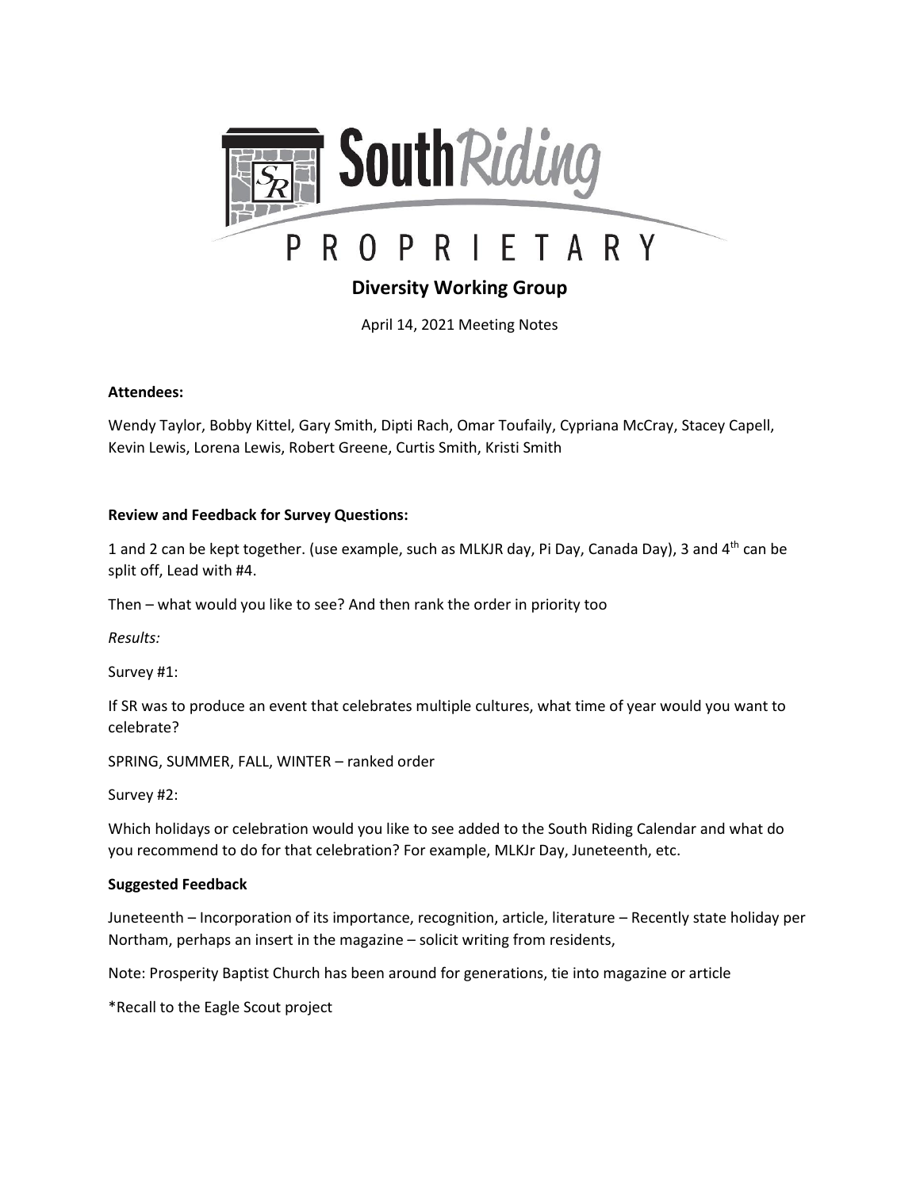# South Riding PROPRIETARY

## Diversity Working Group

April 14, 2021 Meeting Notes

**Attendees:**

Wendy Taylor, Bobby Kittel, Gary Smith, Dipti Rach, Omar Toufaily, Cypriana McCray, Stacey Capell, Kevin Lewis, Lorena Lewis, Robert Greene, Curtis Smith, Kristi Smith

**Review and Feedback for Survey Questions:**

1 and 2 can be kept together. (use example, such as MLKJR day, Pi Day, Canada Day), 3 and 4th can be split off, Lead with #4.

Then – what would you like to see? And then rank the order in priority too

*Results:*

Survey #1:

If SR was to produce an event that celebrates multiple cultures, what time of year would you want to celebrate?

SPRING, SUMMER, FALL, WINTER – ranked order

Survey #2:

Which holidays or celebration would you like to see added to the South Riding Calendar and what do you recommend to do for that celebration? For example, MLKJr Day, Juneteenth, etc.

**Suggested Feedback**

Juneteenth – Incorporation of its importance, recognition, article, literature – Recently state holiday per Northam, perhaps an insert in the magazine – solicit writing from residents,

Note: Prosperity Baptist Church has been around for generations, tie into magazine or article

*Recall to the Eagle Scout project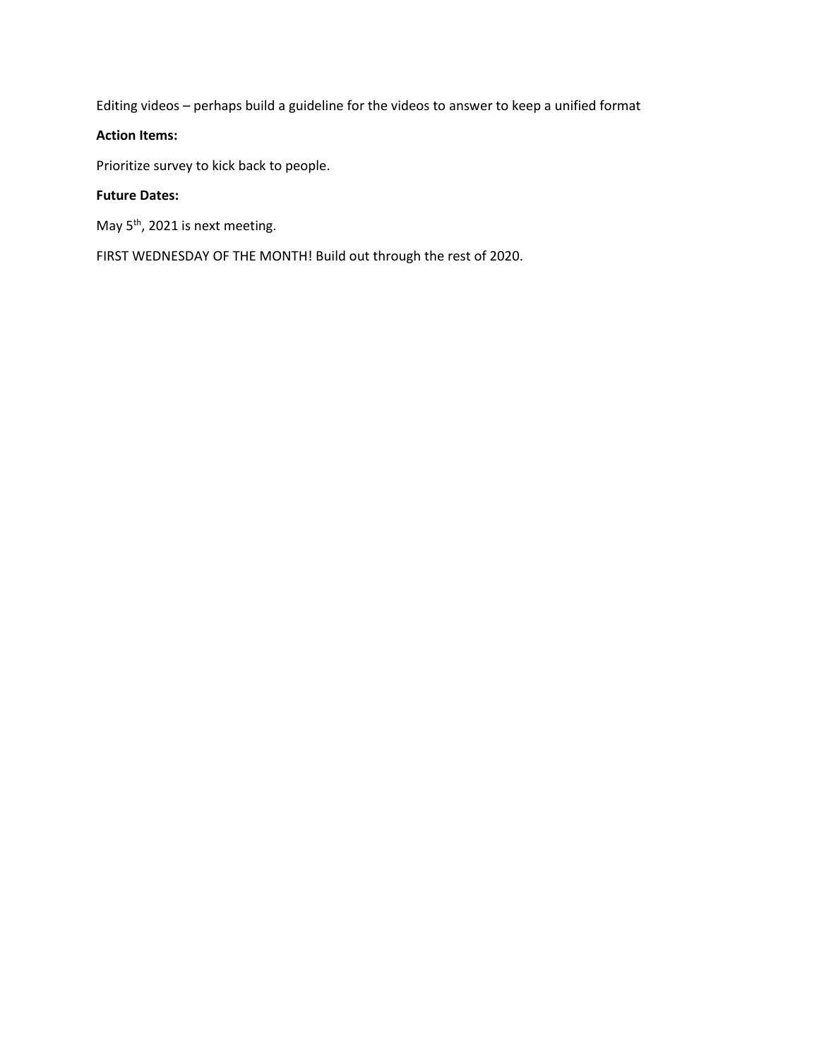Editing videos – perhaps build a guideline for the videos to answer to keep a unified format

**Action Items:**

Prioritize survey to kick back to people.

**Future Dates:**

May 5th, 2021 is next meeting.

FIRST WEDNESDAY OF THE MONTH! Build out through the rest of 2020.